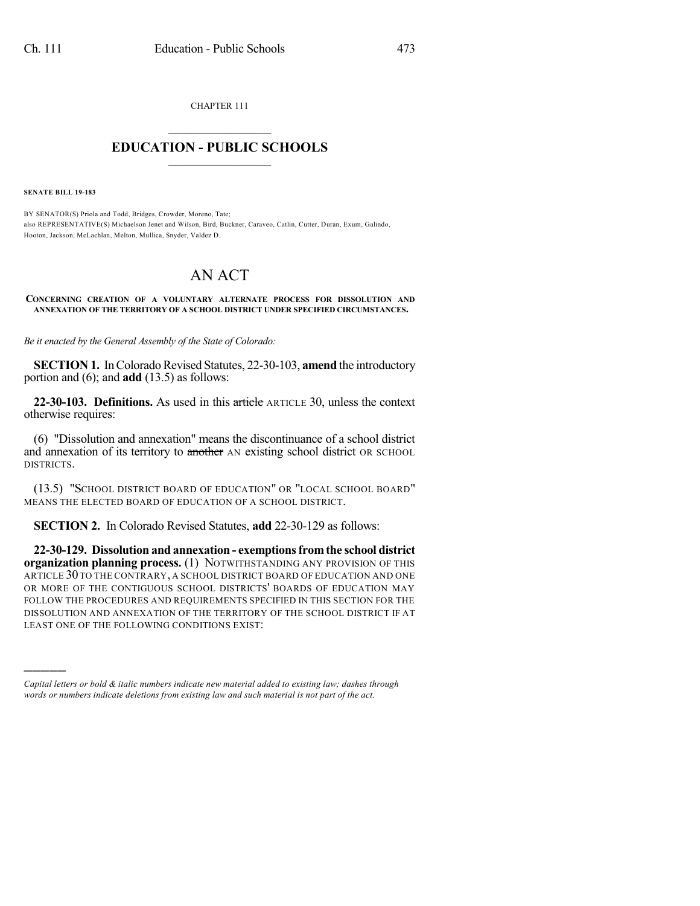CHAPTER 111

# EDUCATION - PUBLIC SCHOOLS

**SENATE BILL 19-183**

BY SENATOR(S) Priola and Todd, Bridges, Crowder, Moreno, Tate;
also REPRESENTATIVE(S) Michaelson Jenet and Wilson, Bird, Buckner, Caraveo, Catlin, Cutter, Duran, Exum, Galindo, Hooton, Jackson, McLachlan, Melton, Mullica, Snyder, Valdez D.

# AN ACT

**CONCERNING CREATION OF A VOLUNTARY ALTERNATE PROCESS FOR DISSOLUTION AND ANNEXATION OF THE TERRITORY OF A SCHOOL DISTRICT UNDER SPECIFIED CIRCUMSTANCES.**

*Be it enacted by the General Assembly of the State of Colorado:*

**SECTION 1.** In Colorado Revised Statutes, 22-30-103, **amend** the introductory portion and (6); and **add** (13.5) as follows:

**22-30-103. Definitions.** As used in this ~~article~~ ARTICLE 30, unless the context otherwise requires:

(6) "Dissolution and annexation" means the discontinuance of a school district and annexation of its territory to ~~another~~ AN existing school district OR SCHOOL DISTRICTS.

(13.5) "SCHOOL DISTRICT BOARD OF EDUCATION" OR "LOCAL SCHOOL BOARD" MEANS THE ELECTED BOARD OF EDUCATION OF A SCHOOL DISTRICT.

**SECTION 2.** In Colorado Revised Statutes, **add** 22-30-129 as follows:

**22-30-129. Dissolution and annexation - exemptions from the school district organization planning process.** (1) NOTWITHSTANDING ANY PROVISION OF THIS ARTICLE 30 TO THE CONTRARY, A SCHOOL DISTRICT BOARD OF EDUCATION AND ONE OR MORE OF THE CONTIGUOUS SCHOOL DISTRICTS' BOARDS OF EDUCATION MAY FOLLOW THE PROCEDURES AND REQUIREMENTS SPECIFIED IN THIS SECTION FOR THE DISSOLUTION AND ANNEXATION OF THE TERRITORY OF THE SCHOOL DISTRICT IF AT LEAST ONE OF THE FOLLOWING CONDITIONS EXIST:

---

*Capital letters or bold & italic numbers indicate new material added to existing law; dashes through words or numbers indicate deletions from existing law and such material is not part of the act.*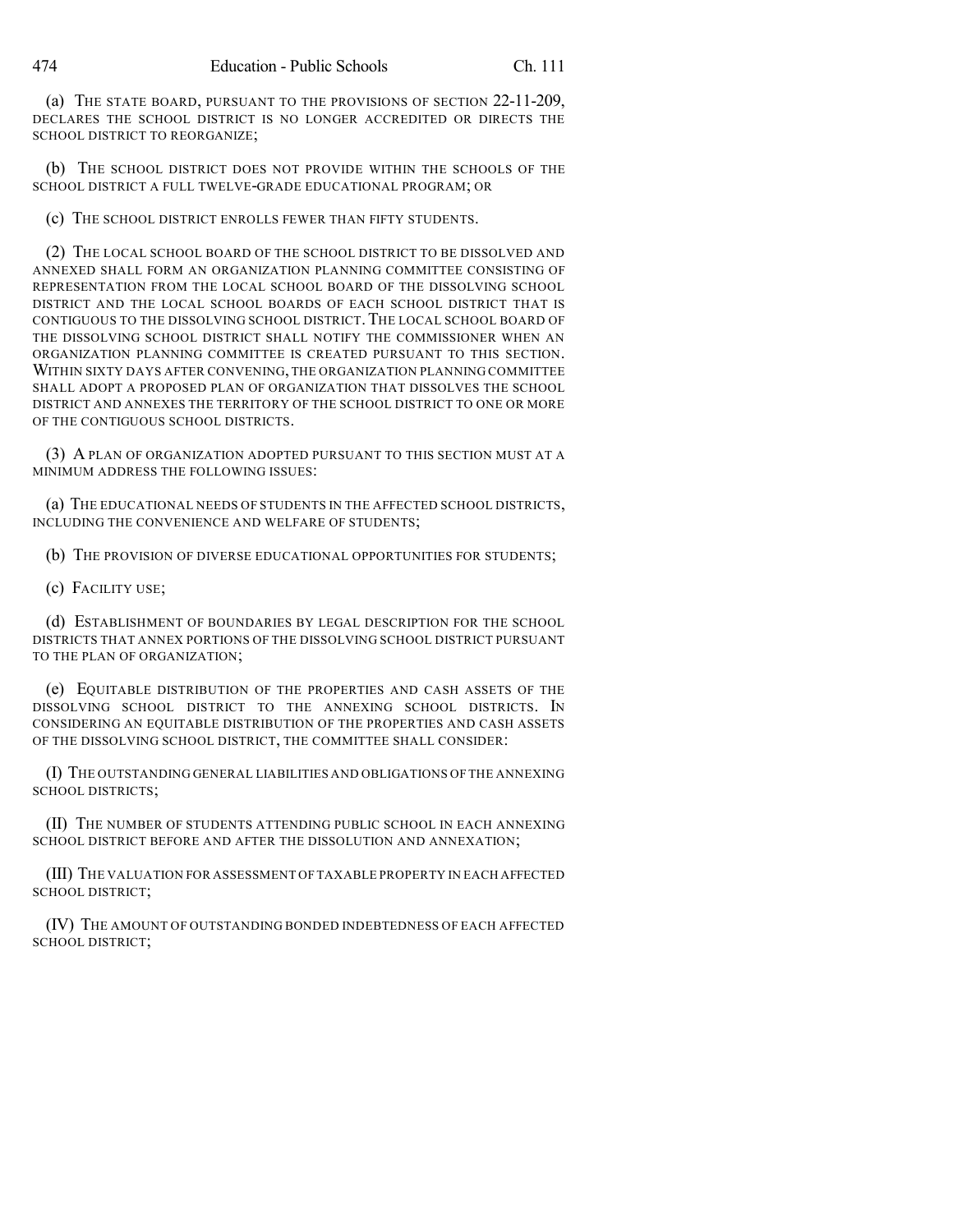(a) THE STATE BOARD, PURSUANT TO THE PROVISIONS OF SECTION 22-11-209, DECLARES THE SCHOOL DISTRICT IS NO LONGER ACCREDITED OR DIRECTS THE SCHOOL DISTRICT TO REORGANIZE;

(b) THE SCHOOL DISTRICT DOES NOT PROVIDE WITHIN THE SCHOOLS OF THE SCHOOL DISTRICT A FULL TWELVE-GRADE EDUCATIONAL PROGRAM; OR

(c) THE SCHOOL DISTRICT ENROLLS FEWER THAN FIFTY STUDENTS.

(2) THE LOCAL SCHOOL BOARD OF THE SCHOOL DISTRICT TO BE DISSOLVED AND ANNEXED SHALL FORM AN ORGANIZATION PLANNING COMMITTEE CONSISTING OF REPRESENTATION FROM THE LOCAL SCHOOL BOARD OF THE DISSOLVING SCHOOL DISTRICT AND THE LOCAL SCHOOL BOARDS OF EACH SCHOOL DISTRICT THAT IS CONTIGUOUS TO THE DISSOLVING SCHOOL DISTRICT. THE LOCAL SCHOOL BOARD OF THE DISSOLVING SCHOOL DISTRICT SHALL NOTIFY THE COMMISSIONER WHEN AN ORGANIZATION PLANNING COMMITTEE IS CREATED PURSUANT TO THIS SECTION. WITHIN SIXTY DAYS AFTER CONVENING, THE ORGANIZATION PLANNING COMMITTEE SHALL ADOPT A PROPOSED PLAN OF ORGANIZATION THAT DISSOLVES THE SCHOOL DISTRICT AND ANNEXES THE TERRITORY OF THE SCHOOL DISTRICT TO ONE OR MORE OF THE CONTIGUOUS SCHOOL DISTRICTS.

(3) A PLAN OF ORGANIZATION ADOPTED PURSUANT TO THIS SECTION MUST AT A MINIMUM ADDRESS THE FOLLOWING ISSUES:

(a) THE EDUCATIONAL NEEDS OF STUDENTS IN THE AFFECTED SCHOOL DISTRICTS, INCLUDING THE CONVENIENCE AND WELFARE OF STUDENTS;

(b) THE PROVISION OF DIVERSE EDUCATIONAL OPPORTUNITIES FOR STUDENTS;

(c) FACILITY USE;

(d) ESTABLISHMENT OF BOUNDARIES BY LEGAL DESCRIPTION FOR THE SCHOOL DISTRICTS THAT ANNEX PORTIONS OF THE DISSOLVING SCHOOL DISTRICT PURSUANT TO THE PLAN OF ORGANIZATION;

(e) EQUITABLE DISTRIBUTION OF THE PROPERTIES AND CASH ASSETS OF THE DISSOLVING SCHOOL DISTRICT TO THE ANNEXING SCHOOL DISTRICTS. IN CONSIDERING AN EQUITABLE DISTRIBUTION OF THE PROPERTIES AND CASH ASSETS OF THE DISSOLVING SCHOOL DISTRICT, THE COMMITTEE SHALL CONSIDER:

(I) THE OUTSTANDING GENERAL LIABILITIES AND OBLIGATIONS OF THE ANNEXING SCHOOL DISTRICTS;

(II) THE NUMBER OF STUDENTS ATTENDING PUBLIC SCHOOL IN EACH ANNEXING SCHOOL DISTRICT BEFORE AND AFTER THE DISSOLUTION AND ANNEXATION;

(III) THE VALUATION FOR ASSESSMENT OF TAXABLE PROPERTY IN EACH AFFECTED SCHOOL DISTRICT;

(IV) THE AMOUNT OF OUTSTANDING BONDED INDEBTEDNESS OF EACH AFFECTED SCHOOL DISTRICT;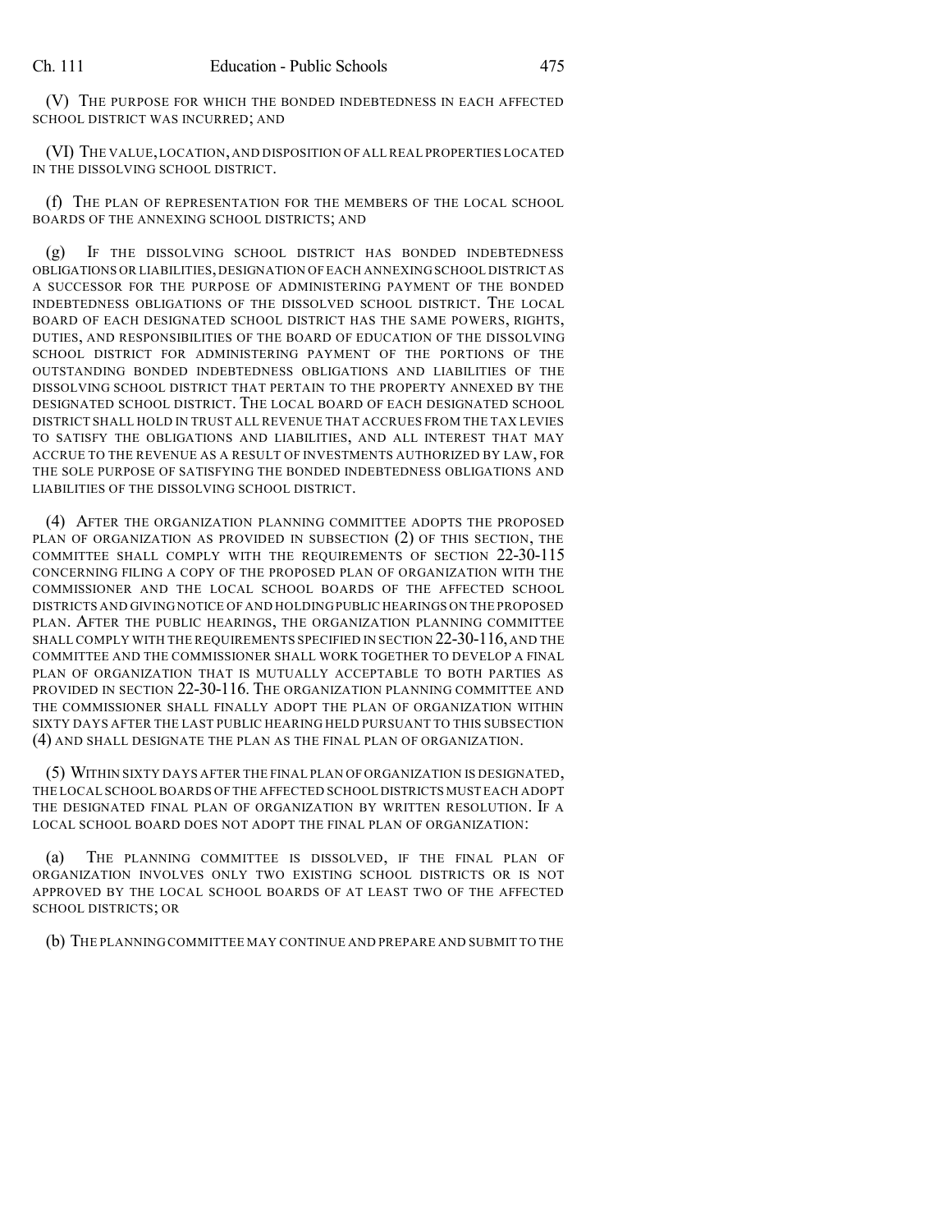(V) THE PURPOSE FOR WHICH THE BONDED INDEBTEDNESS IN EACH AFFECTED SCHOOL DISTRICT WAS INCURRED; AND

(VI) THE VALUE, LOCATION, AND DISPOSITION OF ALL REAL PROPERTIES LOCATED IN THE DISSOLVING SCHOOL DISTRICT.

(f) THE PLAN OF REPRESENTATION FOR THE MEMBERS OF THE LOCAL SCHOOL BOARDS OF THE ANNEXING SCHOOL DISTRICTS; AND

(g) IF THE DISSOLVING SCHOOL DISTRICT HAS BONDED INDEBTEDNESS OBLIGATIONS OR LIABILITIES, DESIGNATION OF EACH ANNEXING SCHOOL DISTRICT AS A SUCCESSOR FOR THE PURPOSE OF ADMINISTERING PAYMENT OF THE BONDED INDEBTEDNESS OBLIGATIONS OF THE DISSOLVED SCHOOL DISTRICT. THE LOCAL BOARD OF EACH DESIGNATED SCHOOL DISTRICT HAS THE SAME POWERS, RIGHTS, DUTIES, AND RESPONSIBILITIES OF THE BOARD OF EDUCATION OF THE DISSOLVING SCHOOL DISTRICT FOR ADMINISTERING PAYMENT OF THE PORTIONS OF THE OUTSTANDING BONDED INDEBTEDNESS OBLIGATIONS AND LIABILITIES OF THE DISSOLVING SCHOOL DISTRICT THAT PERTAIN TO THE PROPERTY ANNEXED BY THE DESIGNATED SCHOOL DISTRICT. THE LOCAL BOARD OF EACH DESIGNATED SCHOOL DISTRICT SHALL HOLD IN TRUST ALL REVENUE THAT ACCRUES FROM THE TAX LEVIES TO SATISFY THE OBLIGATIONS AND LIABILITIES, AND ALL INTEREST THAT MAY ACCRUE TO THE REVENUE AS A RESULT OF INVESTMENTS AUTHORIZED BY LAW, FOR THE SOLE PURPOSE OF SATISFYING THE BONDED INDEBTEDNESS OBLIGATIONS AND LIABILITIES OF THE DISSOLVING SCHOOL DISTRICT.

(4) AFTER THE ORGANIZATION PLANNING COMMITTEE ADOPTS THE PROPOSED PLAN OF ORGANIZATION AS PROVIDED IN SUBSECTION (2) OF THIS SECTION, THE COMMITTEE SHALL COMPLY WITH THE REQUIREMENTS OF SECTION 22-30-115 CONCERNING FILING A COPY OF THE PROPOSED PLAN OF ORGANIZATION WITH THE COMMISSIONER AND THE LOCAL SCHOOL BOARDS OF THE AFFECTED SCHOOL DISTRICTS AND GIVING NOTICE OF AND HOLDING PUBLIC HEARINGS ON THE PROPOSED PLAN. AFTER THE PUBLIC HEARINGS, THE ORGANIZATION PLANNING COMMITTEE SHALL COMPLY WITH THE REQUIREMENTS SPECIFIED IN SECTION 22-30-116, AND THE COMMITTEE AND THE COMMISSIONER SHALL WORK TOGETHER TO DEVELOP A FINAL PLAN OF ORGANIZATION THAT IS MUTUALLY ACCEPTABLE TO BOTH PARTIES AS PROVIDED IN SECTION 22-30-116. THE ORGANIZATION PLANNING COMMITTEE AND THE COMMISSIONER SHALL FINALLY ADOPT THE PLAN OF ORGANIZATION WITHIN SIXTY DAYS AFTER THE LAST PUBLIC HEARING HELD PURSUANT TO THIS SUBSECTION (4) AND SHALL DESIGNATE THE PLAN AS THE FINAL PLAN OF ORGANIZATION.

(5) WITHIN SIXTY DAYS AFTER THE FINAL PLAN OF ORGANIZATION IS DESIGNATED, THE LOCAL SCHOOL BOARDS OF THE AFFECTED SCHOOL DISTRICTS MUST EACH ADOPT THE DESIGNATED FINAL PLAN OF ORGANIZATION BY WRITTEN RESOLUTION. IF A LOCAL SCHOOL BOARD DOES NOT ADOPT THE FINAL PLAN OF ORGANIZATION:

(a) THE PLANNING COMMITTEE IS DISSOLVED, IF THE FINAL PLAN OF ORGANIZATION INVOLVES ONLY TWO EXISTING SCHOOL DISTRICTS OR IS NOT APPROVED BY THE LOCAL SCHOOL BOARDS OF AT LEAST TWO OF THE AFFECTED SCHOOL DISTRICTS; OR

(b) THE PLANNING COMMITTEE MAY CONTINUE AND PREPARE AND SUBMIT TO THE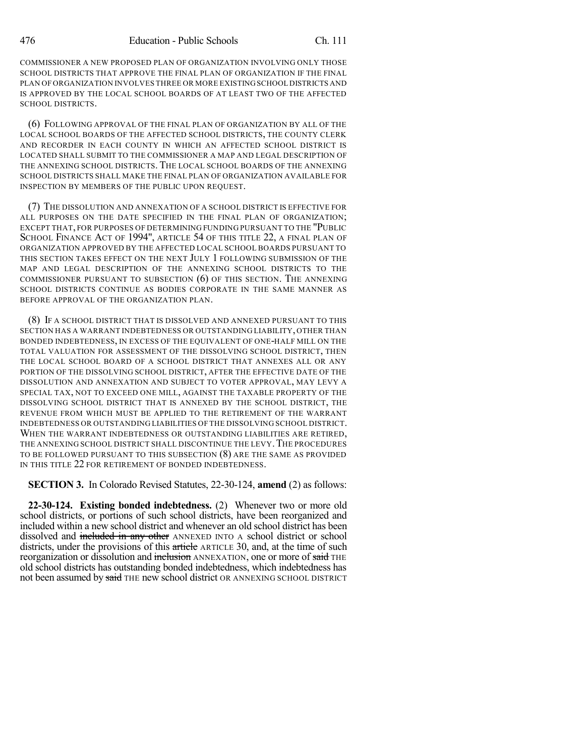COMMISSIONER A NEW PROPOSED PLAN OF ORGANIZATION INVOLVING ONLY THOSE SCHOOL DISTRICTS THAT APPROVE THE FINAL PLAN OF ORGANIZATION IF THE FINAL PLAN OF ORGANIZATION INVOLVES THREE OR MORE EXISTING SCHOOL DISTRICTS AND IS APPROVED BY THE LOCAL SCHOOL BOARDS OF AT LEAST TWO OF THE AFFECTED SCHOOL DISTRICTS.

(6) FOLLOWING APPROVAL OF THE FINAL PLAN OF ORGANIZATION BY ALL OF THE LOCAL SCHOOL BOARDS OF THE AFFECTED SCHOOL DISTRICTS, THE COUNTY CLERK AND RECORDER IN EACH COUNTY IN WHICH AN AFFECTED SCHOOL DISTRICT IS LOCATED SHALL SUBMIT TO THE COMMISSIONER A MAP AND LEGAL DESCRIPTION OF THE ANNEXING SCHOOL DISTRICTS. THE LOCAL SCHOOL BOARDS OF THE ANNEXING SCHOOL DISTRICTS SHALL MAKE THE FINAL PLAN OF ORGANIZATION AVAILABLE FOR INSPECTION BY MEMBERS OF THE PUBLIC UPON REQUEST.

(7) THE DISSOLUTION AND ANNEXATION OF A SCHOOL DISTRICT IS EFFECTIVE FOR ALL PURPOSES ON THE DATE SPECIFIED IN THE FINAL PLAN OF ORGANIZATION; EXCEPT THAT, FOR PURPOSES OF DETERMINING FUNDING PURSUANT TO THE "PUBLIC SCHOOL FINANCE ACT OF 1994", ARTICLE 54 OF THIS TITLE 22, A FINAL PLAN OF ORGANIZATION APPROVED BY THE AFFECTED LOCAL SCHOOL BOARDS PURSUANT TO THIS SECTION TAKES EFFECT ON THE NEXT JULY 1 FOLLOWING SUBMISSION OF THE MAP AND LEGAL DESCRIPTION OF THE ANNEXING SCHOOL DISTRICTS TO THE COMMISSIONER PURSUANT TO SUBSECTION (6) OF THIS SECTION. THE ANNEXING SCHOOL DISTRICTS CONTINUE AS BODIES CORPORATE IN THE SAME MANNER AS BEFORE APPROVAL OF THE ORGANIZATION PLAN.

(8) IF A SCHOOL DISTRICT THAT IS DISSOLVED AND ANNEXED PURSUANT TO THIS SECTION HAS A WARRANT INDEBTEDNESS OR OUTSTANDING LIABILITY, OTHER THAN BONDED INDEBTEDNESS, IN EXCESS OF THE EQUIVALENT OF ONE-HALF MILL ON THE TOTAL VALUATION FOR ASSESSMENT OF THE DISSOLVING SCHOOL DISTRICT, THEN THE LOCAL SCHOOL BOARD OF A SCHOOL DISTRICT THAT ANNEXES ALL OR ANY PORTION OF THE DISSOLVING SCHOOL DISTRICT, AFTER THE EFFECTIVE DATE OF THE DISSOLUTION AND ANNEXATION AND SUBJECT TO VOTER APPROVAL, MAY LEVY A SPECIAL TAX, NOT TO EXCEED ONE MILL, AGAINST THE TAXABLE PROPERTY OF THE DISSOLVING SCHOOL DISTRICT THAT IS ANNEXED BY THE SCHOOL DISTRICT, THE REVENUE FROM WHICH MUST BE APPLIED TO THE RETIREMENT OF THE WARRANT INDEBTEDNESS OR OUTSTANDING LIABILITIES OF THE DISSOLVING SCHOOL DISTRICT. WHEN THE WARRANT INDEBTEDNESS OR OUTSTANDING LIABILITIES ARE RETIRED, THE ANNEXING SCHOOL DISTRICT SHALL DISCONTINUE THE LEVY. THE PROCEDURES TO BE FOLLOWED PURSUANT TO THIS SUBSECTION (8) ARE THE SAME AS PROVIDED IN THIS TITLE 22 FOR RETIREMENT OF BONDED INDEBTEDNESS.

**SECTION 3.** In Colorado Revised Statutes, 22-30-124, **amend** (2) as follows:

**22-30-124. Existing bonded indebtedness.** (2) Whenever two or more old school districts, or portions of such school districts, have been reorganized and included within a new school district and whenever an old school district has been dissolved and ~~included in any other~~ ANNEXED INTO A school district or school districts, under the provisions of this ~~article~~ ARTICLE 30, and, at the time of such reorganization or dissolution and ~~inclusion~~ ANNEXATION, one or more of ~~said~~ THE old school districts has outstanding bonded indebtedness, which indebtedness has not been assumed by ~~said~~ THE new school district OR ANNEXING SCHOOL DISTRICT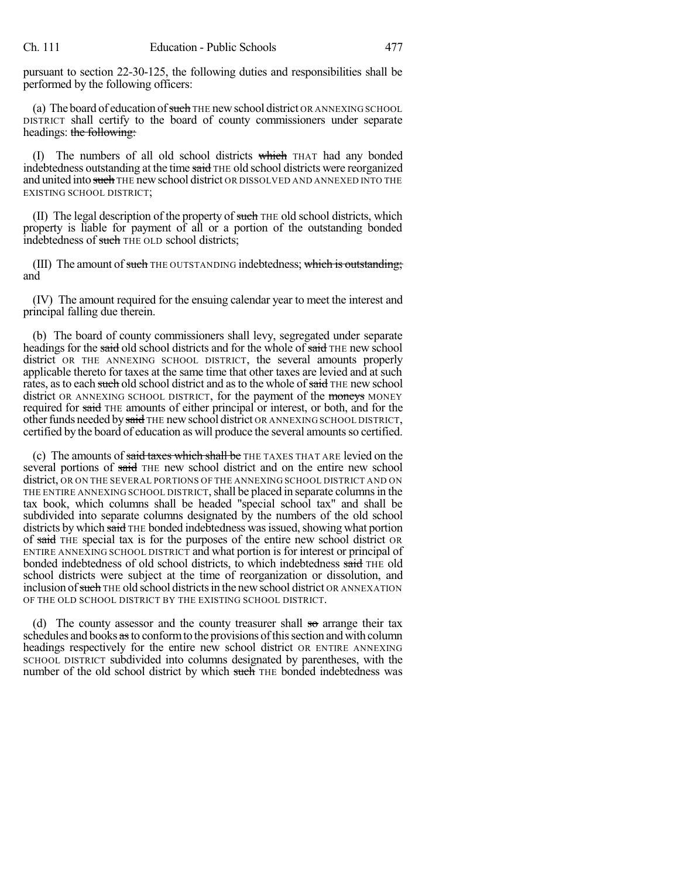pursuant to section 22-30-125, the following duties and responsibilities shall be performed by the following officers:

(a) The board of education of ~~such~~ THE new school district OR ANNEXING SCHOOL DISTRICT shall certify to the board of county commissioners under separate headings: ~~the following:~~

(I) The numbers of all old school districts ~~which~~ THAT had any bonded indebtedness outstanding at the time ~~said~~ THE old school districts were reorganized and united into ~~such~~ THE new school district OR DISSOLVED AND ANNEXED INTO THE EXISTING SCHOOL DISTRICT;

(II) The legal description of the property of ~~such~~ THE old school districts, which property is liable for payment of all or a portion of the outstanding bonded indebtedness of ~~such~~ THE OLD school districts;

(III) The amount of ~~such~~ THE OUTSTANDING indebtedness; ~~which is outstanding;~~ and

(IV) The amount required for the ensuing calendar year to meet the interest and principal falling due therein.

(b) The board of county commissioners shall levy, segregated under separate headings for the ~~said~~ old school districts and for the whole of ~~said~~ THE new school district OR THE ANNEXING SCHOOL DISTRICT, the several amounts properly applicable thereto for taxes at the same time that other taxes are levied and at such rates, as to each ~~such~~ old school district and as to the whole of ~~said~~ THE new school district OR ANNEXING SCHOOL DISTRICT, for the payment of the ~~moneys~~ MONEY required for ~~said~~ THE amounts of either principal or interest, or both, and for the other funds needed by ~~said~~ THE new school district OR ANNEXING SCHOOL DISTRICT, certified by the board of education as will produce the several amounts so certified.

(c) The amounts of ~~said taxes which shall be~~ THE TAXES THAT ARE levied on the several portions of ~~said~~ THE new school district and on the entire new school district, OR ON THE SEVERAL PORTIONS OF THE ANNEXING SCHOOL DISTRICT AND ON THE ENTIRE ANNEXING SCHOOL DISTRICT, shall be placed in separate columns in the tax book, which columns shall be headed "special school tax" and shall be subdivided into separate columns designated by the numbers of the old school districts by which ~~said~~ THE bonded indebtedness was issued, showing what portion of ~~said~~ THE special tax is for the purposes of the entire new school district OR ENTIRE ANNEXING SCHOOL DISTRICT and what portion is for interest or principal of bonded indebtedness of old school districts, to which indebtedness ~~said~~ THE old school districts were subject at the time of reorganization or dissolution, and inclusion of ~~such~~ THE old school districts in the new school district OR ANNEXATION OF THE OLD SCHOOL DISTRICT BY THE EXISTING SCHOOL DISTRICT.

(d) The county assessor and the county treasurer shall ~~so~~ arrange their tax schedules and books ~~as~~ to conform to the provisions of this section and with column headings respectively for the entire new school district OR ENTIRE ANNEXING SCHOOL DISTRICT subdivided into columns designated by parentheses, with the number of the old school district by which ~~such~~ THE bonded indebtedness was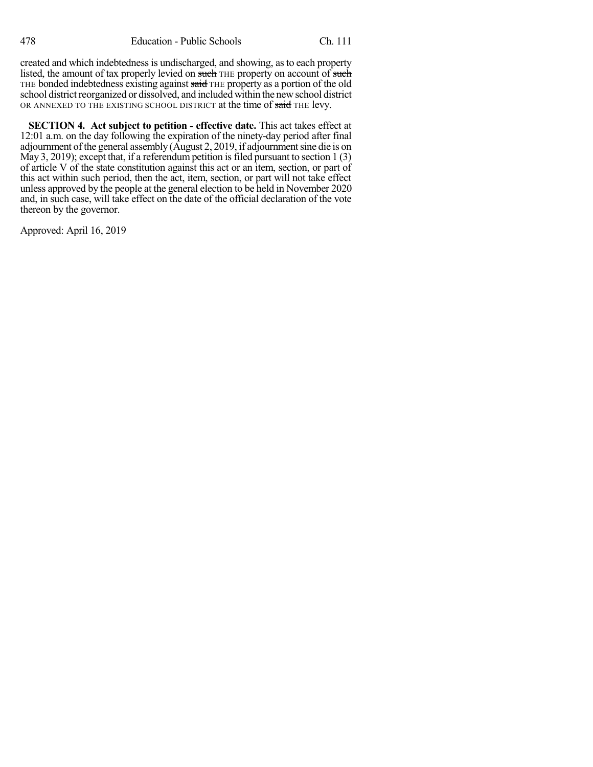created and which indebtedness is undischarged, and showing, as to each property listed, the amount of tax properly levied on ~~such~~ THE property on account of ~~such~~ THE bonded indebtedness existing against ~~said~~ THE property as a portion of the old school district reorganized or dissolved, and included within the new school district OR ANNEXED TO THE EXISTING SCHOOL DISTRICT at the time of ~~said~~ THE levy.

**SECTION 4. Act subject to petition - effective date.** This act takes effect at 12:01 a.m. on the day following the expiration of the ninety-day period after final adjournment of the general assembly (August 2, 2019, if adjournment sine die is on May 3, 2019); except that, if a referendum petition is filed pursuant to section 1 (3) of article V of the state constitution against this act or an item, section, or part of this act within such period, then the act, item, section, or part will not take effect unless approved by the people at the general election to be held in November 2020 and, in such case, will take effect on the date of the official declaration of the vote thereon by the governor.

Approved: April 16, 2019